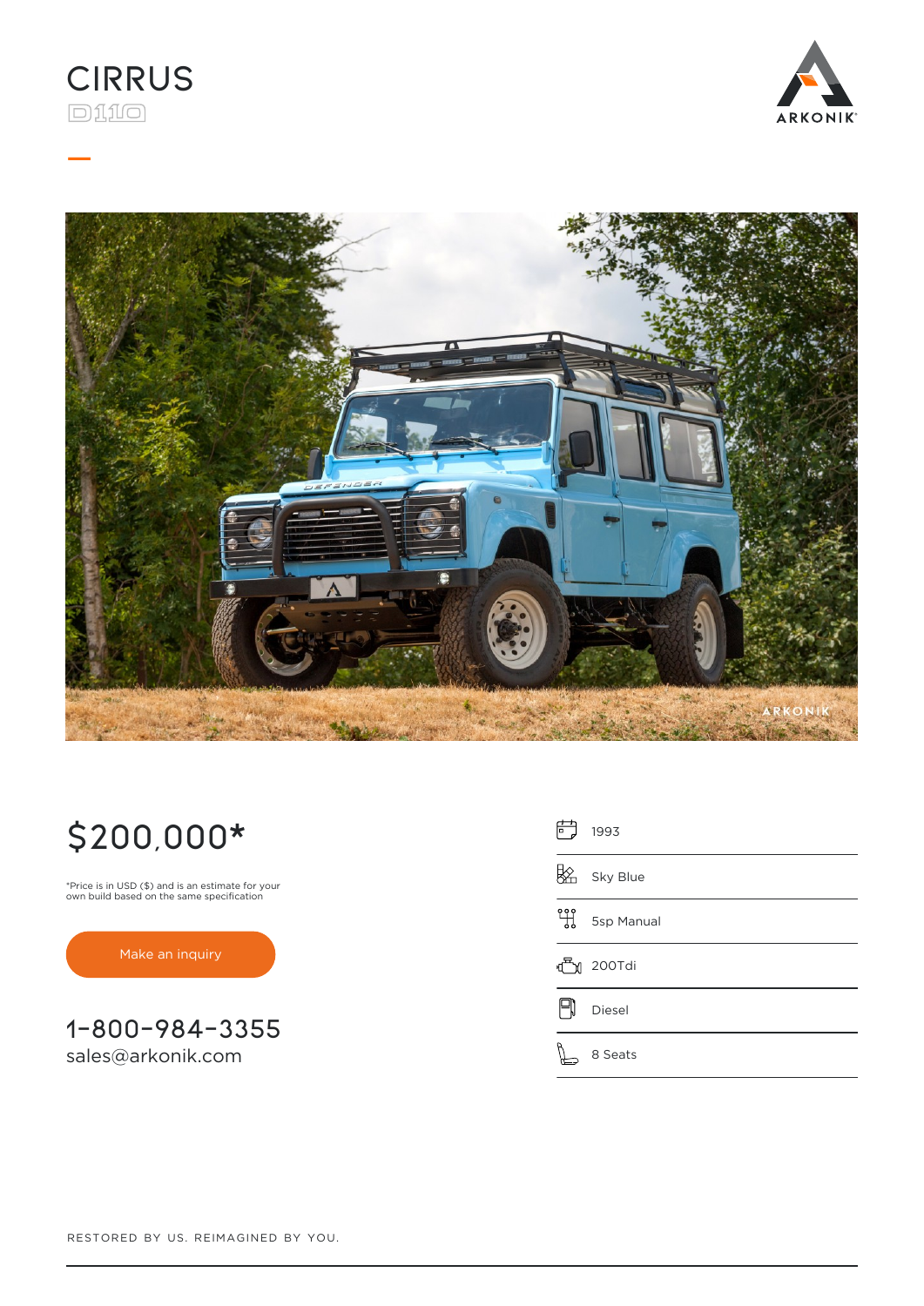# CIRRUS

D110

# $200,000*

*Price is in USD ($) and is an estimate for your own build based on the same specification

Make an inquiry

1-800-984-3355

sales@arkonik.com

| | |
|---|---|
| Year | 1993 |
| Colour | Sky Blue |
| Transmission | 5sp Manual |
| Engine | 200Tdi |
| Fuel | Diesel |
| Seats | 8 Seats |

RESTORED BY US. REIMAGINED BY YOU.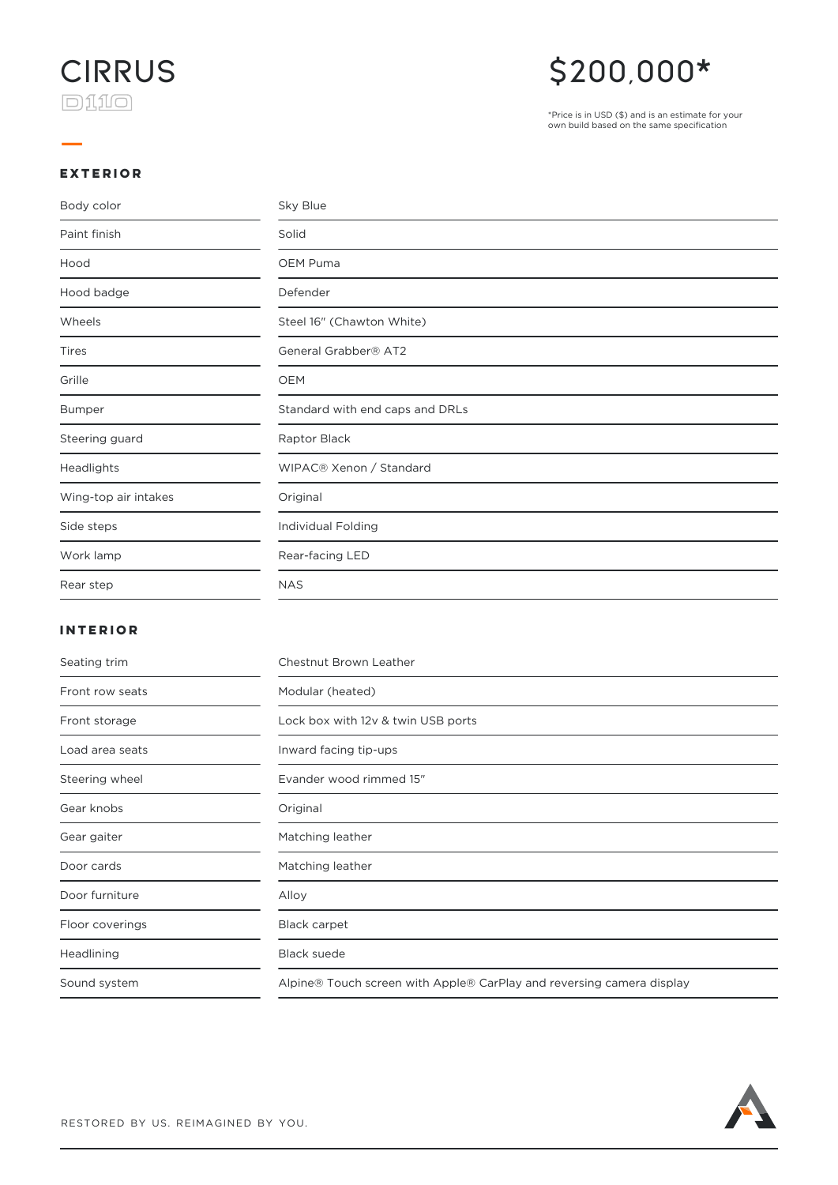# CIRRUS

D110

## $200,000*

*Price is in USD ($) and is an estimate for your own build based on the same specification

### EXTERIOR

| | |
|---|---|
| Body color | Sky Blue |
| Paint finish | Solid |
| Hood | OEM Puma |
| Hood badge | Defender |
| Wheels | Steel 16″ (Chawton White) |
| Tires | General Grabber® AT2 |
| Grille | OEM |
| Bumper | Standard with end caps and DRLs |
| Steering guard | Raptor Black |
| Headlights | WIPAC® Xenon / Standard |
| Wing-top air intakes | Original |
| Side steps | Individual Folding |
| Work lamp | Rear-facing LED |
| Rear step | NAS |

### INTERIOR

| | |
|---|---|
| Seating trim | Chestnut Brown Leather |
| Front row seats | Modular (heated) |
| Front storage | Lock box with 12v & twin USB ports |
| Load area seats | Inward facing tip-ups |
| Steering wheel | Evander wood rimmed 15″ |
| Gear knobs | Original |
| Gear gaiter | Matching leather |
| Door cards | Matching leather |
| Door furniture | Alloy |
| Floor coverings | Black carpet |
| Headlining | Black suede |
| Sound system | Alpine® Touch screen with Apple® CarPlay and reversing camera display |

RESTORED BY US. REIMAGINED BY YOU.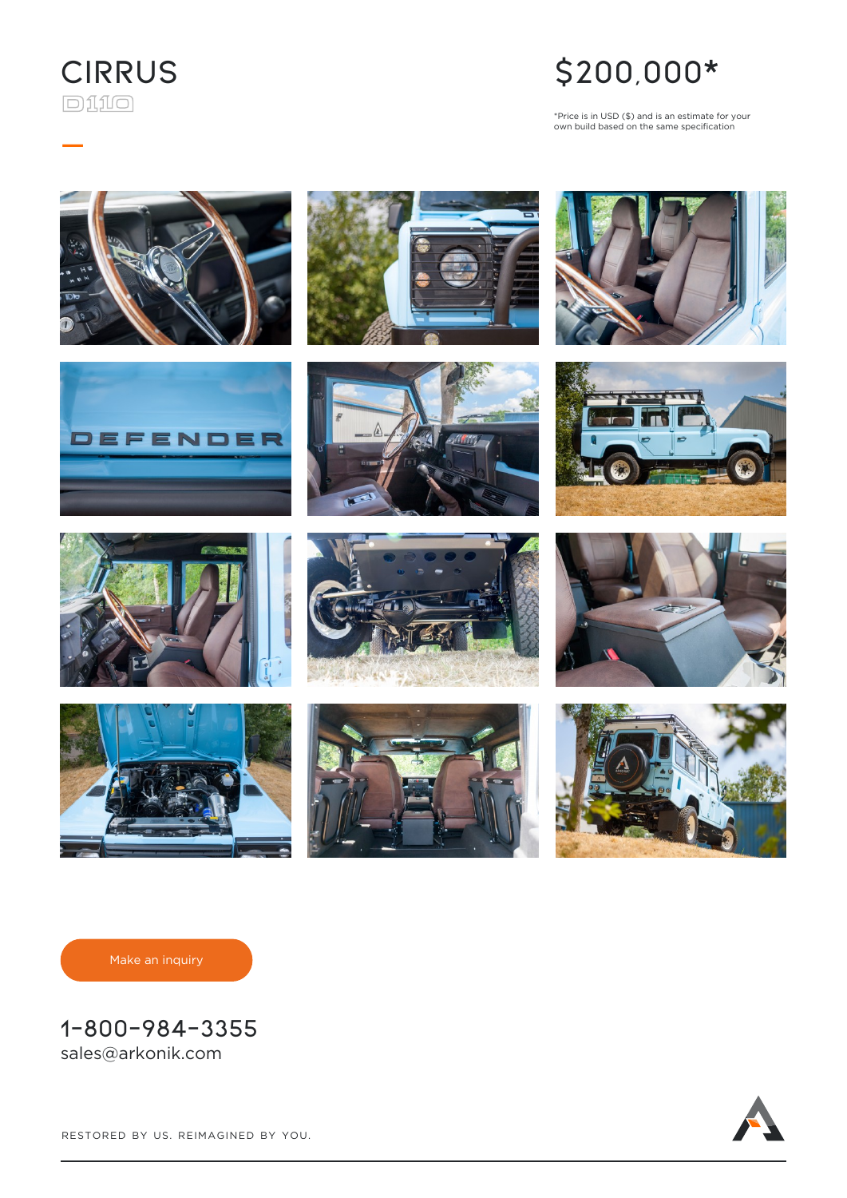# CIRRUS

D110

# $200,000*

*Price is in USD ($) and is an estimate for your own build based on the same specification

Make an inquiry

1-800-984-3355

sales@arkonik.com

RESTORED BY US. REIMAGINED BY YOU.